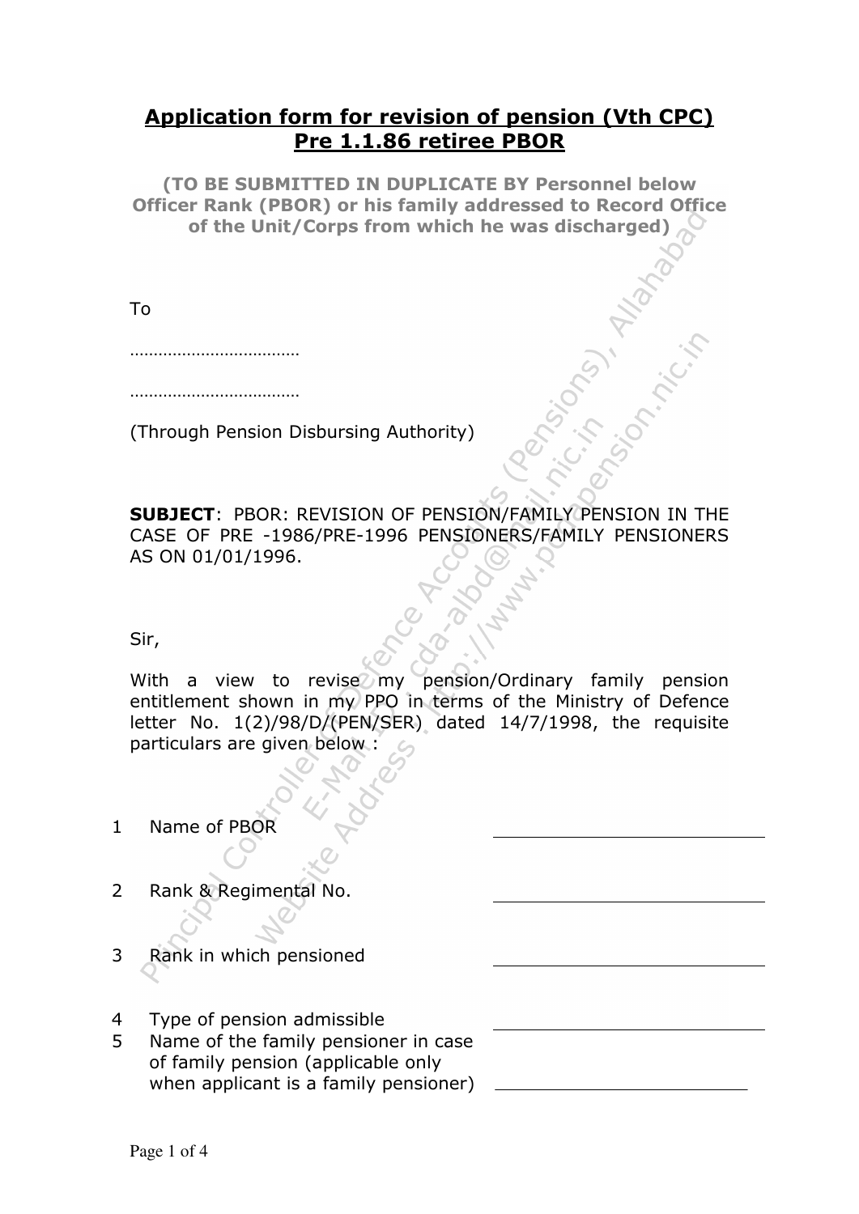# Application form for revision of pension (Vth CPC) Pre 1.1.86 retiree PBOR

**(TO BE SUBMITTED IN DUPLICATE BY Personnel below Officer Rank (PBOR) or his family addressed to Record Office of the Unit/Corps from which he was discharged)**

To

………………………………

………………………………

(Through Pension Disbursing Authority)

**SUBJECT**: PBOR: REVISION OF PENSION/FAMILY PENSION IN THE CASE OF PRE -1986/PRE-1996 PENSIONERS/FAMILY PENSIONERS AS ON 01/01/1996.

Sir,

With a view to revise my pension/Ordinary family pension entitlement shown in my PPO in terms of the Ministry of Defence letter No. 1(2)/98/D/(PEN/SER) dated 14/7/1998, the requisite particulars are given below :

1. Name of PBOR ____________________
2. Rank & Regimental No. ____________________
3. Rank in which pensioned ____________________
4. Type of pension admissible ____________________
5. Name of the family pensioner in case of family pension (applicable only when applicant is a family pensioner) ____________________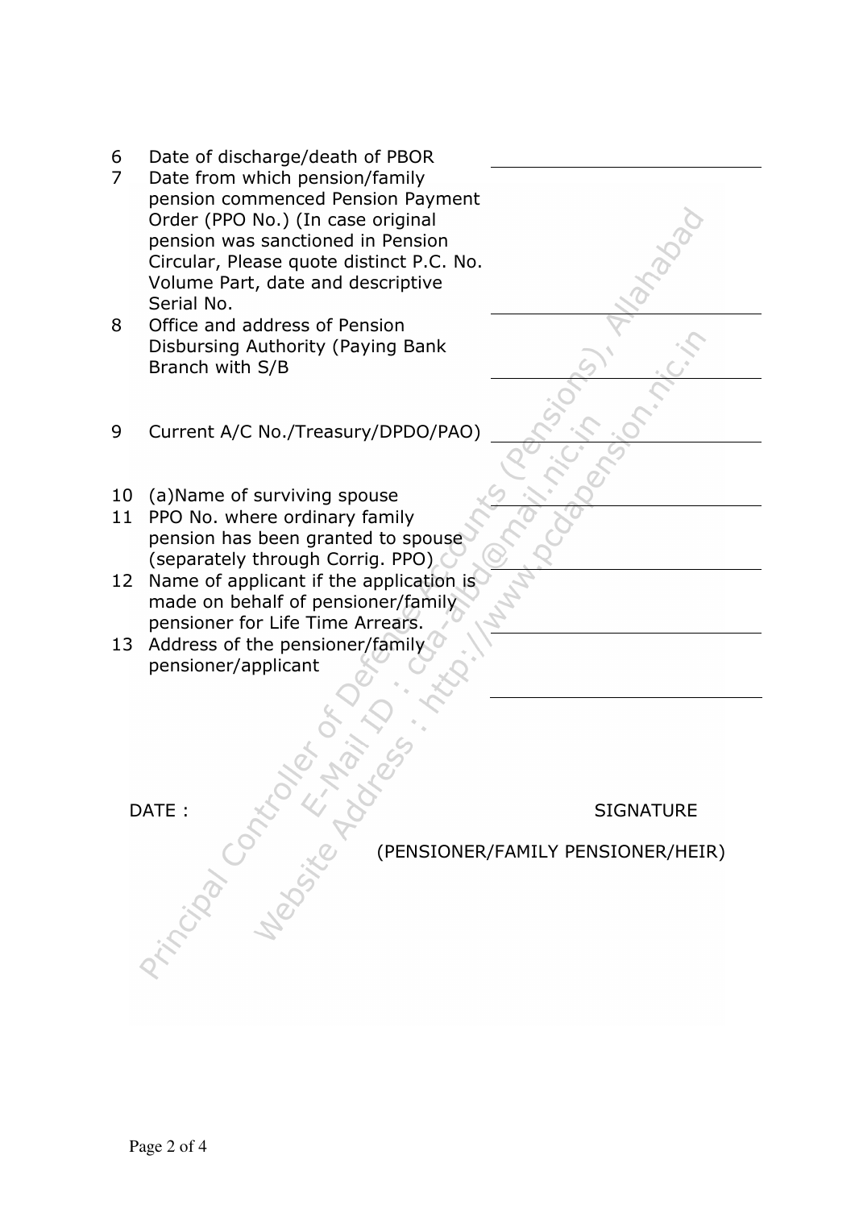| | | |
|---|---|---|
| 6 | Date of discharge/death of PBOR | |
| 7 | Date from which pension/family pension commenced Pension Payment Order (PPO No.) (In case original pension was sanctioned in Pension Circular, Please quote distinct P.C. No. Volume Part, date and descriptive Serial No. | |
| 8 | Office and address of Pension Disbursing Authority (Paying Bank Branch with S/B | |
| 9 | Current A/C No./Treasury/DPDO/PAO) | |
| 10 | (a)Name of surviving spouse | |
| 11 | PPO No. where ordinary family pension has been granted to spouse (separately through Corrig. PPO) | |
| 12 | Name of applicant if the application is made on behalf of pensioner/family pensioner for Life Time Arrears. | |
| 13 | Address of the pensioner/family pensioner/applicant | |

DATE :

SIGNATURE

(PENSIONER/FAMILY PENSIONER/HEIR)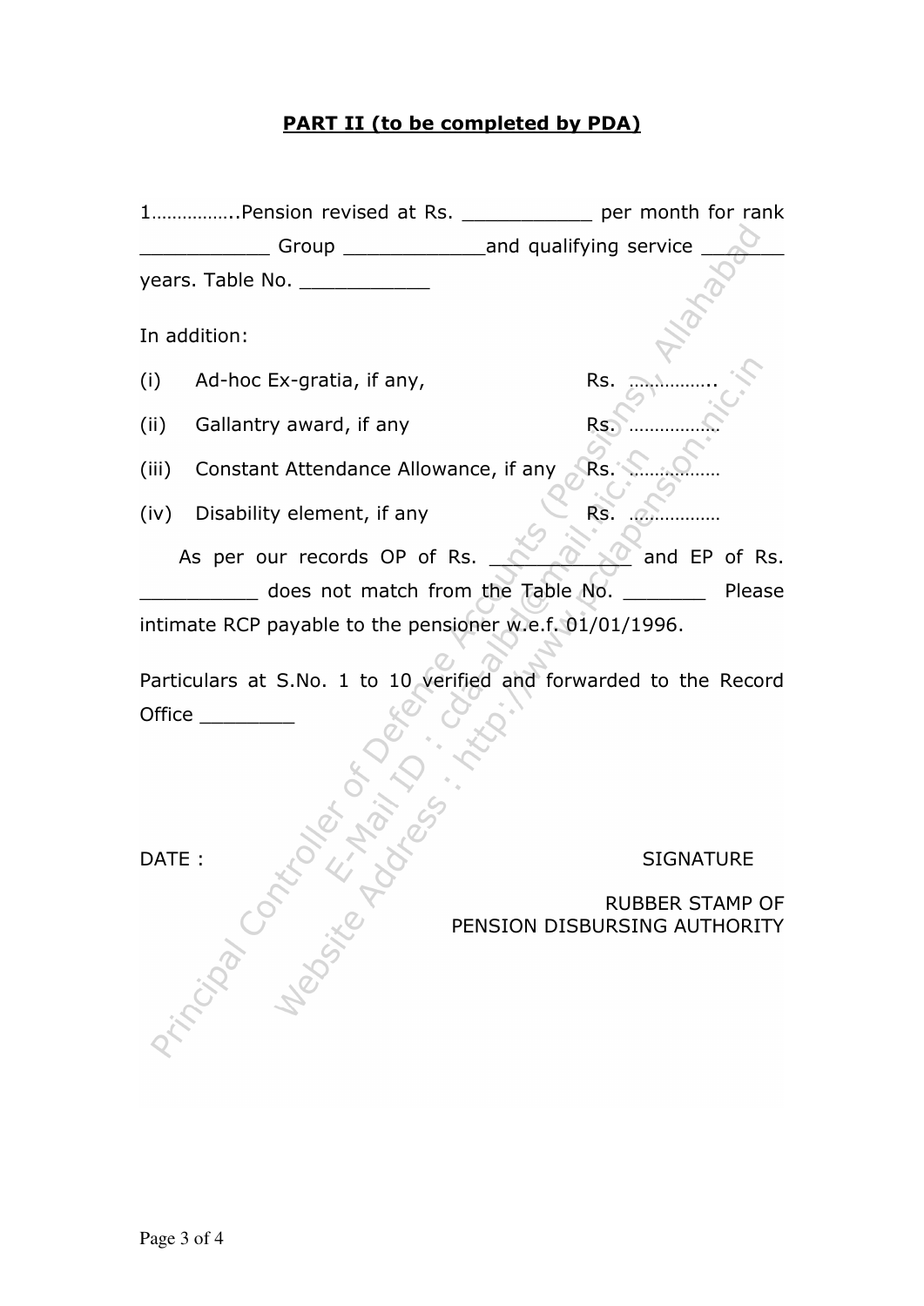**PART II (to be completed by PDA)**

1……………..Pension revised at Rs. ___________ per month for rank ___________ Group ____________and qualifying service _______ years. Table No. ___________

In addition:

(i) Ad-hoc Ex-gratia, if any, Rs. ……………..

(ii) Gallantry award, if any Rs. ………………

(iii) Constant Attendance Allowance, if any Rs. ………………

(iv) Disability element, if any Rs. ………………

As per our records OP of Rs. ___________ and EP of Rs. __________ does not match from the Table No. _______ Please intimate RCP payable to the pensioner w.e.f. 01/01/1996.

Particulars at S.No. 1 to 10 verified and forwarded to the Record Office ________

DATE : SIGNATURE

RUBBER STAMP OF
PENSION DISBURSING AUTHORITY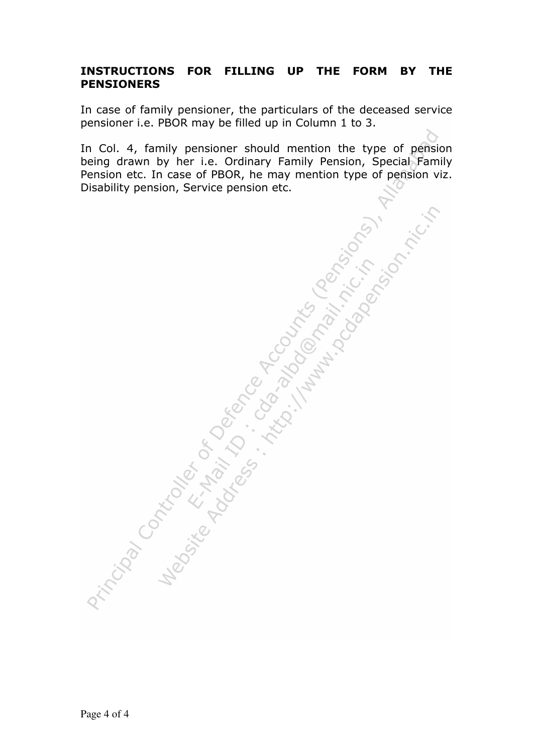**INSTRUCTIONS FOR FILLING UP THE FORM BY THE PENSIONERS**

In case of family pensioner, the particulars of the deceased service pensioner i.e. PBOR may be filled up in Column 1 to 3.

In Col. 4, family pensioner should mention the type of pension being drawn by her i.e. Ordinary Family Pension, Special Family Pension etc. In case of PBOR, he may mention type of pension viz. Disability pension, Service pension etc.